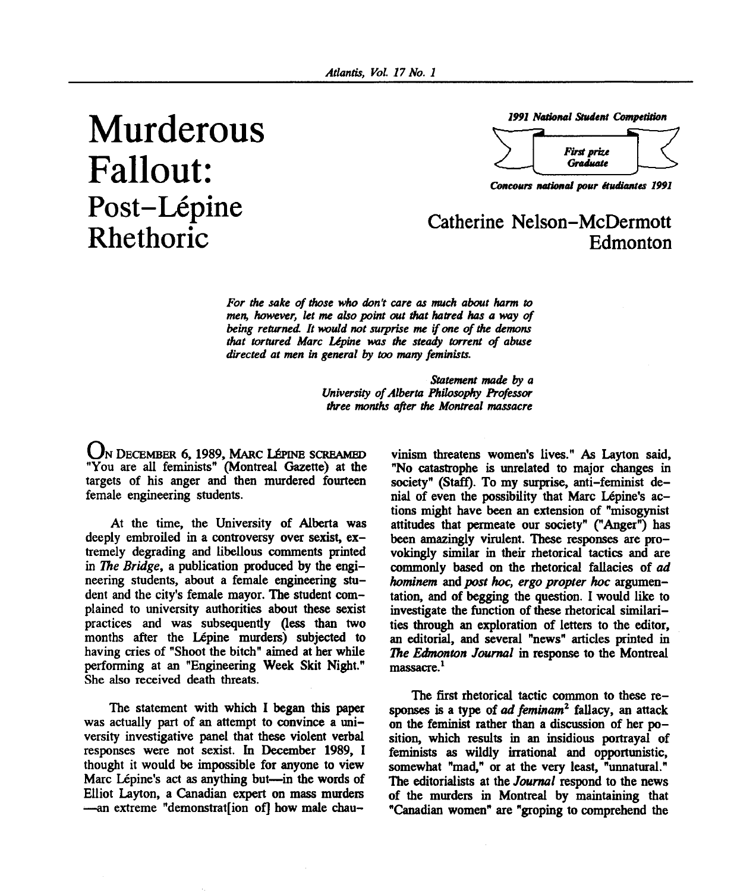# Murderous Fallout: Post–Lépine Rhethoric

*1991 National Student Competition*

*First prize Graduate*

*Concours national pour étudiantes 1991*

## Catherine Nelson–McDermott
## Edmonton

> *For the sake of those who don't care as much about harm to men, however, let me also point out that hatred has a way of being returned. It would not surprise me if one of the demons that tortured Marc Lépine was the steady torrent of abuse directed at men in general by too many feminists.*
>
> *Statement made by a University of Alberta Philosophy Professor three months after the Montreal massacre*

ON DECEMBER 6, 1989, MARC LÉPINE SCREAMED "You are all feminists" (Montreal Gazette) at the targets of his anger and then murdered fourteen female engineering students.

At the time, the University of Alberta was deeply embroiled in a controversy over sexist, extremely degrading and libellous comments printed in *The Bridge*, a publication produced by the engineering students, about a female engineering student and the city's female mayor. The student complained to university authorities about these sexist practices and was subsequently (less than two months after the Lépine murders) subjected to having cries of "Shoot the bitch" aimed at her while performing at an "Engineering Week Skit Night." She also received death threats.

The statement with which I began this paper was actually part of an attempt to convince a university investigative panel that these violent verbal responses were not sexist. In December 1989, I thought it would be impossible for anyone to view Marc Lépine's act as anything but—in the words of Elliot Layton, a Canadian expert on mass murders—an extreme "demonstrat[ion of] how male chauvinism threatens women's lives." As Layton said, "No catastrophe is unrelated to major changes in society" (Staff). To my surprise, anti–feminist denial of even the possibility that Marc Lépine's actions might have been an extension of "misogynist attitudes that permeate our society" ("Anger") has been amazingly virulent. These responses are provokingly similar in their rhetorical tactics and are commonly based on the rhetorical fallacies of *ad hominem* and *post hoc, ergo propter hoc* argumentation, and of begging the question. I would like to investigate the function of these rhetorical similarities through an exploration of letters to the editor, an editorial, and several "news" articles printed in *The Edmonton Journal* in response to the Montreal massacre.[1]

The first rhetorical tactic common to these responses is a type of *ad feminam*[2] fallacy, an attack on the feminist rather than a discussion of her position, which results in an insidious portrayal of feminists as wildly irrational and opportunistic, somewhat "mad," or at the very least, "unnatural." The editorialists at the *Journal* respond to the news of the murders in Montreal by maintaining that "Canadian women" are "groping to comprehend the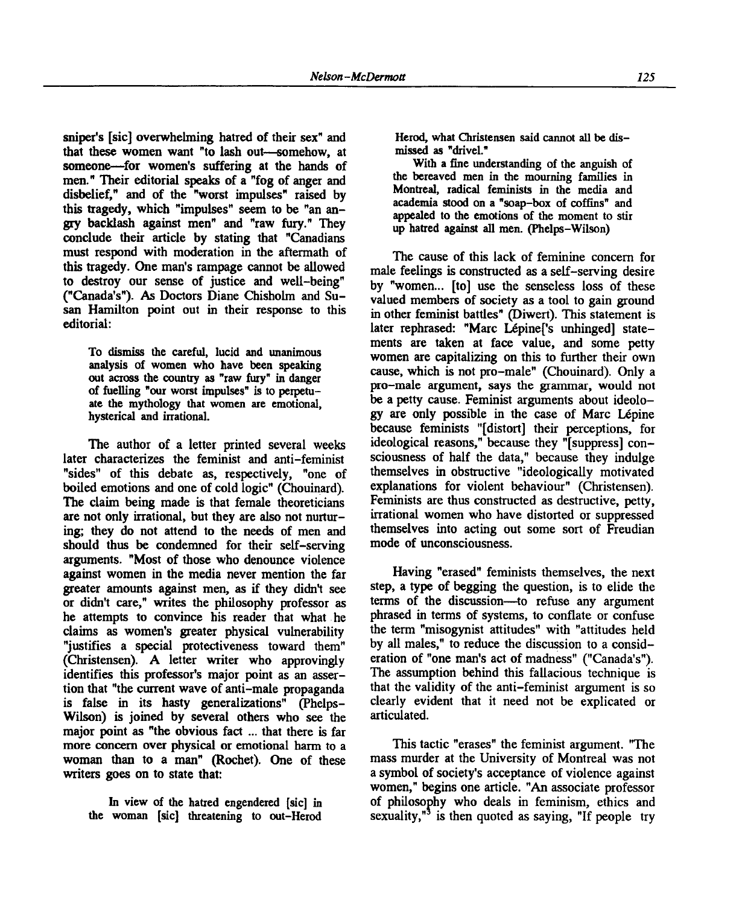sniper's [sic] overwhelming hatred of their sex" and that these women want "to lash out—somehow, at someone—for women's suffering at the hands of men." Their editorial speaks of a "fog of anger and disbelief," and of the "worst impulses" raised by this tragedy, which "impulses" seem to be "an angry backlash against men" and "raw fury." They conclude their article by stating that "Canadians must respond with moderation in the aftermath of this tragedy. One man's rampage cannot be allowed to destroy our sense of justice and well-being" ("Canada's"). As Doctors Diane Chisholm and Susan Hamilton point out in their response to this editorial:

> To dismiss the careful, lucid and unanimous analysis of women who have been speaking out across the country as "raw fury" in danger of fuelling "our worst impulses" is to perpetuate the mythology that women are emotional, hysterical and irrational.

The author of a letter printed several weeks later characterizes the feminist and anti-feminist "sides" of this debate as, respectively, "one of boiled emotions and one of cold logic" (Chouinard). The claim being made is that female theoreticians are not only irrational, but they are also not nurturing; they do not attend to the needs of men and should thus be condemned for their self-serving arguments. "Most of those who denounce violence against women in the media never mention the far greater amounts against men, as if they didn't see or didn't care," writes the philosophy professor as he attempts to convince his reader that what he claims as women's greater physical vulnerability "justifies a special protectiveness toward them" (Christensen). A letter writer who approvingly identifies this professor's major point as an assertion that "the current wave of anti-male propaganda is false in its hasty generalizations" (Phelps-Wilson) is joined by several others who see the major point as "the obvious fact ... that there is far more concern over physical or emotional harm to a woman than to a man" (Rochet). One of these writers goes on to state that:

> In view of the hatred engendered [sic] in the woman [sic] threatening to out-Herod Herod, what Christensen said cannot all be dismissed as "drivel."
>
> With a fine understanding of the anguish of the bereaved men in the mourning families in Montreal, radical feminists in the media and academia stood on a "soap-box of coffins" and appealed to the emotions of the moment to stir up hatred against all men. (Phelps-Wilson)

The cause of this lack of feminine concern for male feelings is constructed as a self-serving desire by "women... [to] use the senseless loss of these valued members of society as a tool to gain ground in other feminist battles" (Diwert). This statement is later rephrased: "Marc Lépine['s unhinged] statements are taken at face value, and some petty women are capitalizing on this to further their own cause, which is not pro-male" (Chouinard). Only a pro-male argument, says the grammar, would not be a petty cause. Feminist arguments about ideology are only possible in the case of Marc Lépine because feminists "[distort] their perceptions, for ideological reasons," because they "[suppress] consciousness of half the data," because they indulge themselves in obstructive "ideologically motivated explanations for violent behaviour" (Christensen). Feminists are thus constructed as destructive, petty, irrational women who have distorted or suppressed themselves into acting out some sort of Freudian mode of unconsciousness.

Having "erased" feminists themselves, the next step, a type of begging the question, is to elide the terms of the discussion—to refuse any argument phrased in terms of systems, to conflate or confuse the term "misogynist attitudes" with "attitudes held by all males," to reduce the discussion to a consideration of "one man's act of madness" ("Canada's"). The assumption behind this fallacious technique is that the validity of the anti-feminist argument is so clearly evident that it need not be explicated or articulated.

This tactic "erases" the feminist argument. "The mass murder at the University of Montreal was not a symbol of society's acceptance of violence against women," begins one article. "An associate professor of philosophy who deals in feminism, ethics and sexuality,"[3] is then quoted as saying, "If people try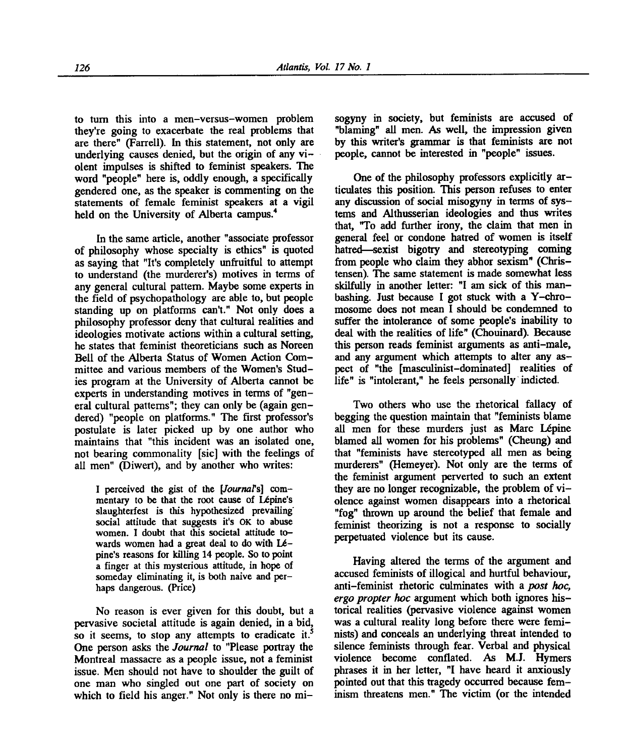to turn this into a men-versus-women problem they're going to exacerbate the real problems that are there" (Farrell). In this statement, not only are underlying causes denied, but the origin of any violent impulses is shifted to feminist speakers. The word "people" here is, oddly enough, a specifically gendered one, as the speaker is commenting on the statements of female feminist speakers at a vigil held on the University of Alberta campus.[4]

In the same article, another "associate professor of philosophy whose specialty is ethics" is quoted as saying that "It's completely unfruitful to attempt to understand (the murderer's) motives in terms of any general cultural pattern. Maybe some experts in the field of psychopathology are able to, but people standing up on platforms can't." Not only does a philosophy professor deny that cultural realities and ideologies motivate actions within a cultural setting, he states that feminist theoreticians such as Noreen Bell of the Alberta Status of Women Action Committee and various members of the Women's Studies program at the University of Alberta cannot be experts in understanding motives in terms of "general cultural patterns"; they can only be (again gendered) "people on platforms." The first professor's postulate is later picked up by one author who maintains that "this incident was an isolated one, not bearing commonality [sic] with the feelings of all men" (Diwert), and by another who writes:

> I perceived the gist of the [*Journal*'s] commentary to be that the root cause of Lépine's slaughterfest is this hypothesized prevailing social attitude that suggests it's OK to abuse women. I doubt that this societal attitude towards women had a great deal to do with Lépine's reasons for killing 14 people. So to point a finger at this mysterious attitude, in hope of someday eliminating it, is both naive and perhaps dangerous. (Price)

No reason is ever given for this doubt, but a pervasive societal attitude is again denied, in a bid, so it seems, to stop any attempts to eradicate it.[5] One person asks the *Journal* to "Please portray the Montreal massacre as a people issue, not a feminist issue. Men should not have to shoulder the guilt of one man who singled out one part of society on which to field his anger." Not only is there no misogyny in society, but feminists are accused of "blaming" all men. As well, the impression given by this writer's grammar is that feminists are not people, cannot be interested in "people" issues.

One of the philosophy professors explicitly articulates this position. This person refuses to enter any discussion of social misogyny in terms of systems and Althusserian ideologies and thus writes that, "To add further irony, the claim that men in general feel or condone hatred of women is itself hatred—sexist bigotry and stereotyping coming from people who claim they abhor sexism" (Christensen). The same statement is made somewhat less skilfully in another letter: "I am sick of this man-bashing. Just because I got stuck with a Y-chromosome does not mean I should be condemned to suffer the intolerance of some people's inability to deal with the realities of life" (Chouinard). Because this person reads feminist arguments as anti-male, and any argument which attempts to alter any aspect of "the [masculinist-dominated] realities of life" is "intolerant," he feels personally indicted.

Two others who use the rhetorical fallacy of begging the question maintain that "feminists blame all men for these murders just as Marc Lépine blamed all women for his problems" (Cheung) and that "feminists have stereotyped all men as being murderers" (Hemeyer). Not only are the terms of the feminist argument perverted to such an extent they are no longer recognizable, the problem of violence against women disappears into a rhetorical "fog" thrown up around the belief that female and feminist theorizing is not a response to socially perpetuated violence but its cause.

Having altered the terms of the argument and accused feminists of illogical and hurtful behaviour, anti-feminist rhetoric culminates with a *post hoc, ergo propter hoc* argument which both ignores historical realities (pervasive violence against women was a cultural reality long before there were feminists) and conceals an underlying threat intended to silence feminists through fear. Verbal and physical violence become conflated. As M.J. Hymers phrases it in her letter, "I have heard it anxiously pointed out that this tragedy occurred because feminism threatens men." The victim (or the intended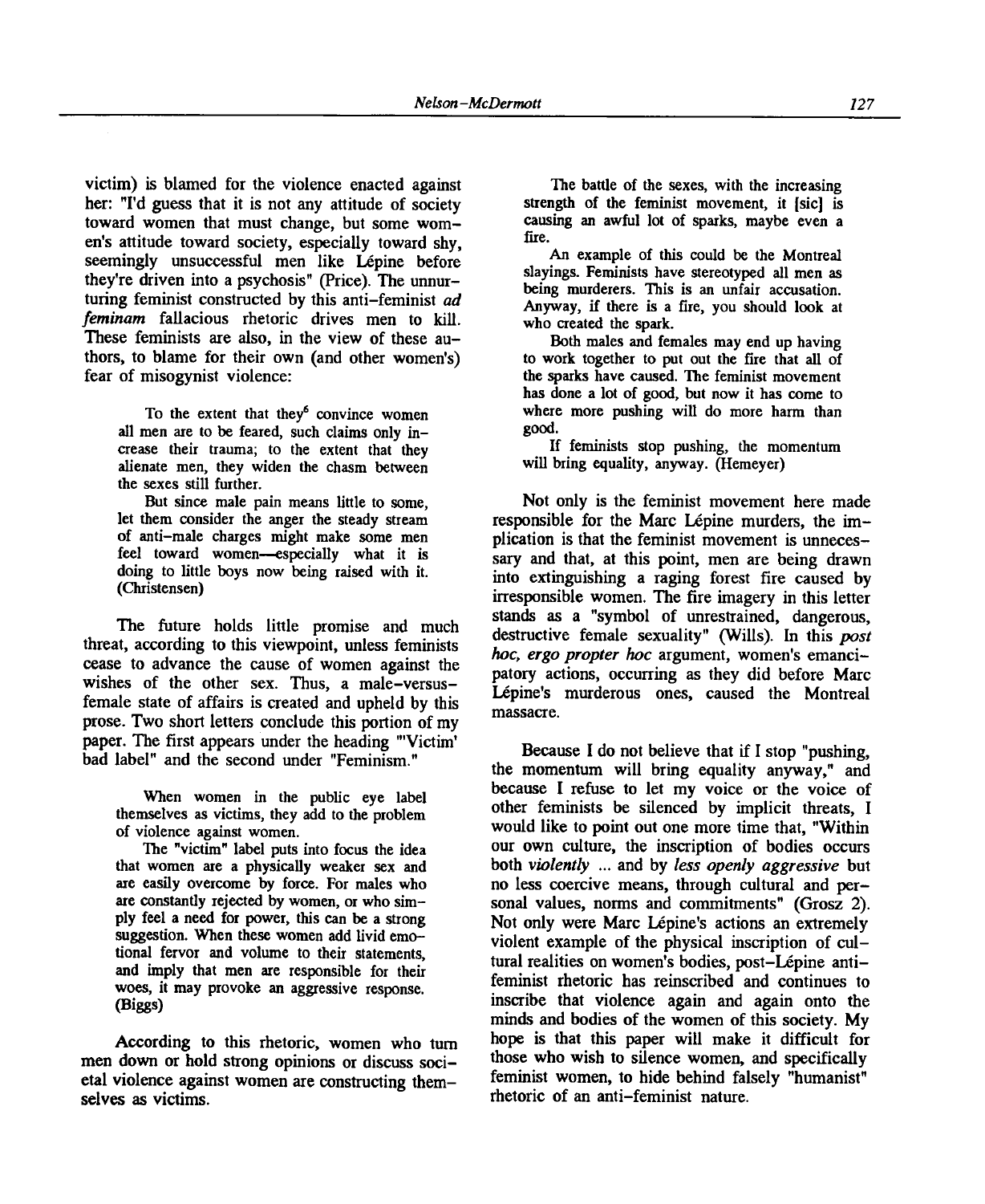victim) is blamed for the violence enacted against her: "I'd guess that it is not any attitude of society toward women that must change, but some women's attitude toward society, especially toward shy, seemingly unsuccessful men like Lépine before they're driven into a psychosis" (Price). The unnurturing feminist constructed by this anti-feminist *ad feminam* fallacious rhetoric drives men to kill. These feminists are also, in the view of these authors, to blame for their own (and other women's) fear of misogynist violence:

> To the extent that they[6] convince women all men are to be feared, such claims only increase their trauma; to the extent that they alienate men, they widen the chasm between the sexes still further.
>
> But since male pain means little to some, let them consider the anger the steady stream of anti-male charges might make some men feel toward women—especially what it is doing to little boys now being raised with it. (Christensen)

The future holds little promise and much threat, according to this viewpoint, unless feminists cease to advance the cause of women against the wishes of the other sex. Thus, a male-versus-female state of affairs is created and upheld by this prose. Two short letters conclude this portion of my paper. The first appears under the heading "'Victim' bad label" and the second under "Feminism."

> When women in the public eye label themselves as victims, they add to the problem of violence against women.
>
> The "victim" label puts into focus the idea that women are a physically weaker sex and are easily overcome by force. For males who are constantly rejected by women, or who simply feel a need for power, this can be a strong suggestion. When these women add livid emotional fervor and volume to their statements, and imply that men are responsible for their woes, it may provoke an aggressive response. (Biggs)

According to this rhetoric, women who turn men down or hold strong opinions or discuss societal violence against women are constructing themselves as victims.

> The battle of the sexes, with the increasing strength of the feminist movement, it [sic] is causing an awful lot of sparks, maybe even a fire.
>
> An example of this could be the Montreal slayings. Feminists have stereotyped all men as being murderers. This is an unfair accusation. Anyway, if there is a fire, you should look at who created the spark.
>
> Both males and females may end up having to work together to put out the fire that all of the sparks have caused. The feminist movement has done a lot of good, but now it has come to where more pushing will do more harm than good.
>
> If feminists stop pushing, the momentum will bring equality, anyway. (Hemeyer)

Not only is the feminist movement here made responsible for the Marc Lépine murders, the implication is that the feminist movement is unnecessary and that, at this point, men are being drawn into extinguishing a raging forest fire caused by irresponsible women. The fire imagery in this letter stands as a "symbol of unrestrained, dangerous, destructive female sexuality" (Wills). In this *post hoc, ergo propter hoc* argument, women's emancipatory actions, occurring as they did before Marc Lépine's murderous ones, caused the Montreal massacre.

Because I do not believe that if I stop "pushing, the momentum will bring equality anyway," and because I refuse to let my voice or the voice of other feminists be silenced by implicit threats, I would like to point out one more time that, "Within our own culture, the inscription of bodies occurs both *violently* ... and by *less openly aggressive* but no less coercive means, through cultural and personal values, norms and commitments" (Grosz 2). Not only were Marc Lépine's actions an extremely violent example of the physical inscription of cultural realities on women's bodies, post-Lépine anti-feminist rhetoric has reinscribed and continues to inscribe that violence again and again onto the minds and bodies of the women of this society. My hope is that this paper will make it difficult for those who wish to silence women, and specifically feminist women, to hide behind falsely "humanist" rhetoric of an anti-feminist nature.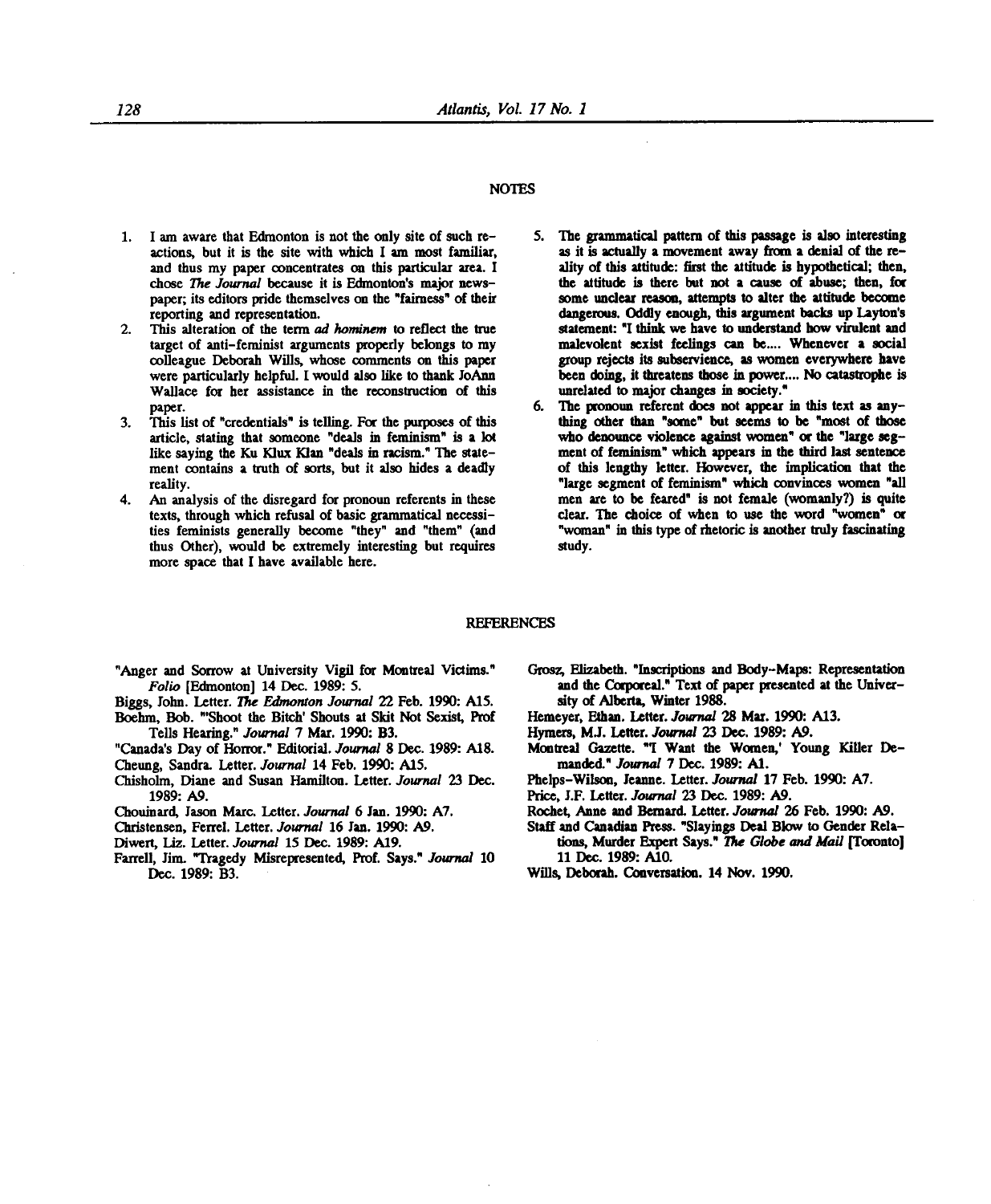## NOTES

1. I am aware that Edmonton is not the only site of such reactions, but it is the site with which I am most familiar, and thus my paper concentrates on this particular area. I chose *The Journal* because it is Edmonton's major newspaper; its editors pride themselves on the "fairness" of their reporting and representation.
2. This alteration of the term *ad hominem* to reflect the true target of anti-feminist arguments properly belongs to my colleague Deborah Wills, whose comments on this paper were particularly helpful. I would also like to thank JoAnn Wallace for her assistance in the reconstruction of this paper.
3. This list of "credentials" is telling. For the purposes of this article, stating that someone "deals in feminism" is a lot like saying the Ku Klux Klan "deals in racism." The statement contains a truth of sorts, but it also hides a deadly reality.
4. An analysis of the disregard for pronoun referents in these texts, through which refusal of basic grammatical necessities feminists generally become "they" and "them" (and thus Other), would be extremely interesting but requires more space that I have available here.
5. The grammatical pattern of this passage is also interesting as it is actually a movement away from a denial of the reality of this attitude: first the attitude is hypothetical; then, the attitude is there but not a cause of abuse; then, for some unclear reason, attempts to alter the attitude become dangerous. Oddly enough, this argument backs up Layton's statement: "I think we have to understand how virulent and malevolent sexist feelings can be.... Whenever a social group rejects its subservience, as women everywhere have been doing, it threatens those in power.... No catastrophe is unrelated to major changes in society."
6. The pronoun referent does not appear in this text as anything other than "some" but seems to be "most of those who denounce violence against women" or the "large segment of feminism" which appears in the third last sentence of this lengthy letter. However, the implication that the "large segment of feminism" which convinces women "all men are to be feared" is not female (womanly?) is quite clear. The choice of when to use the word "women" or "woman" in this type of rhetoric is another truly fascinating study.

## REFERENCES

"Anger and Sorrow at University Vigil for Montreal Victims." *Folio* [Edmonton] 14 Dec. 1989: 5.

Biggs, John. Letter. *The Edmonton Journal* 22 Feb. 1990: A15.

Boehm, Bob. "'Shoot the Bitch' Shouts at Skit Not Sexist, Prof Tells Hearing." *Journal* 7 Mar. 1990: B3.

"Canada's Day of Horror." Editorial. *Journal* 8 Dec. 1989: A18.

Cheung, Sandra. Letter. *Journal* 14 Feb. 1990: A15.

Chisholm, Diane and Susan Hamilton. Letter. *Journal* 23 Dec. 1989: A9.

Chouinard, Jason Marc. Letter. *Journal* 6 Jan. 1990: A7.

Christensen, Ferrel. Letter. *Journal* 16 Jan. 1990: A9.

Diwert, Liz. Letter. *Journal* 15 Dec. 1989: A19.

Farrell, Jim. "Tragedy Misrepresented, Prof. Says." *Journal* 10 Dec. 1989: B3.

Grosz, Elizabeth. "Inscriptions and Body-Maps: Representation and the Corporeal." Text of paper presented at the University of Alberta, Winter 1988.

Hemeyer, Ethan. Letter. *Journal* 28 Mar. 1990: A13.

Hymers, M.J. Letter. *Journal* 23 Dec. 1989: A9.

Montreal Gazette. "'I Want the Women,' Young Killer Demanded." *Journal* 7 Dec. 1989: A1.

Phelps-Wilson, Jeanne. Letter. *Journal* 17 Feb. 1990: A7.

Price, J.F. Letter. *Journal* 23 Dec. 1989: A9.

Rochet, Anne and Bernard. Letter. *Journal* 26 Feb. 1990: A9.

Staff and Canadian Press. "Slayings Deal Blow to Gender Relations, Murder Expert Says." *The Globe and Mail* [Toronto] 11 Dec. 1989: A10.

Wills, Deborah. Conversation. 14 Nov. 1990.